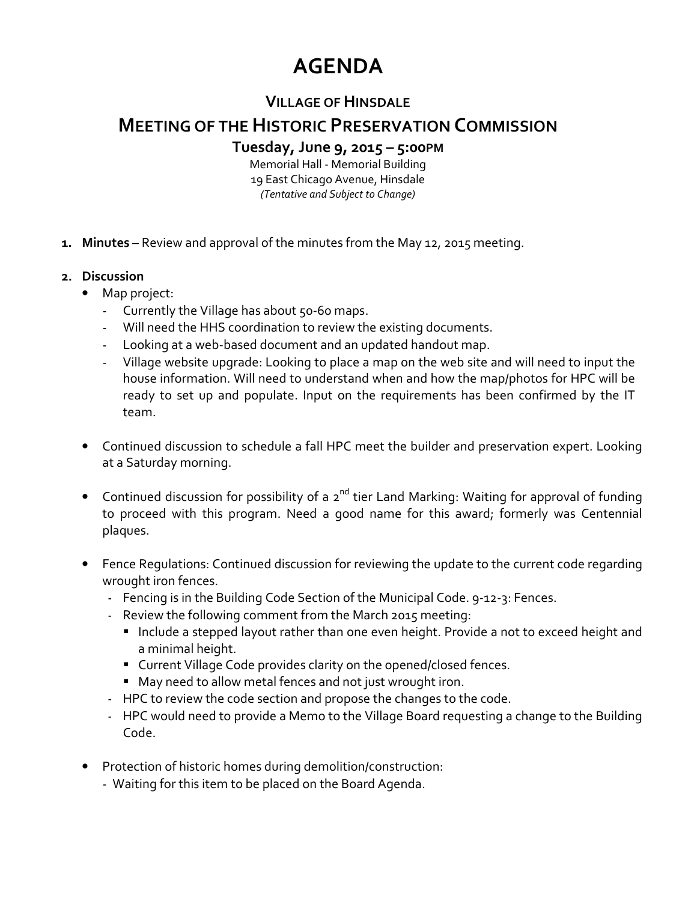# AGENDA

## VILLAGE OF HINSDALE

## MEETING OF THE HISTORIC PRESERVATION COMMISSION

**Tuesday, June 9, 2015 – 5:00PM**

Memorial Hall - Memorial Building
19 East Chicago Avenue, Hinsdale
*(Tentative and Subject to Change)*

1. **Minutes** – Review and approval of the minutes from the May 12, 2015 meeting.

2. **Discussion**
   - Map project:
     - Currently the Village has about 50-60 maps.
     - Will need the HHS coordination to review the existing documents.
     - Looking at a web-based document and an updated handout map.
     - Village website upgrade: Looking to place a map on the web site and will need to input the house information. Will need to understand when and how the map/photos for HPC will be ready to set up and populate. Input on the requirements has been confirmed by the IT team.
   - Continued discussion to schedule a fall HPC meet the builder and preservation expert. Looking at a Saturday morning.
   - Continued discussion for possibility of a 2nd tier Land Marking: Waiting for approval of funding to proceed with this program. Need a good name for this award; formerly was Centennial plaques.
   - Fence Regulations: Continued discussion for reviewing the update to the current code regarding wrought iron fences.
     - Fencing is in the Building Code Section of the Municipal Code. 9-12-3: Fences.
     - Review the following comment from the March 2015 meeting:
       - Include a stepped layout rather than one even height. Provide a not to exceed height and a minimal height.
       - Current Village Code provides clarity on the opened/closed fences.
       - May need to allow metal fences and not just wrought iron.
     - HPC to review the code section and propose the changes to the code.
     - HPC would need to provide a Memo to the Village Board requesting a change to the Building Code.
   - Protection of historic homes during demolition/construction:
     - Waiting for this item to be placed on the Board Agenda.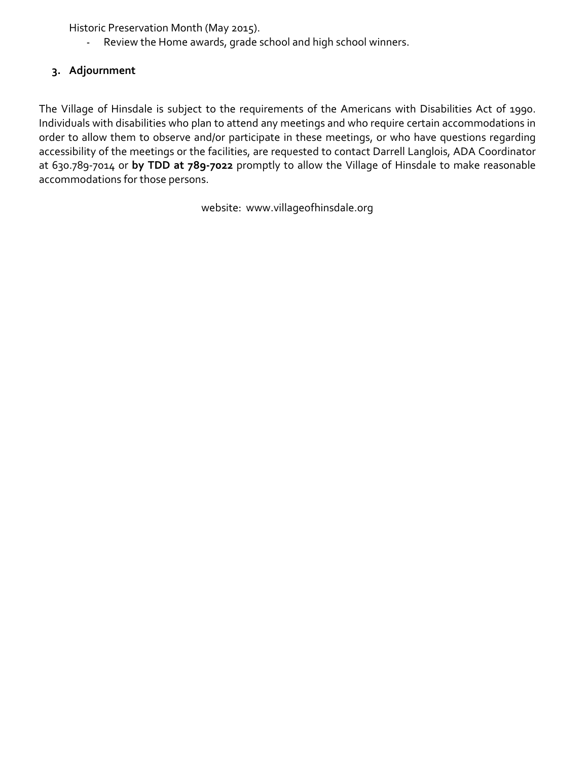Historic Preservation Month (May 2015).

- Review the Home awards, grade school and high school winners.

3. **Adjournment**

The Village of Hinsdale is subject to the requirements of the Americans with Disabilities Act of 1990. Individuals with disabilities who plan to attend any meetings and who require certain accommodations in order to allow them to observe and/or participate in these meetings, or who have questions regarding accessibility of the meetings or the facilities, are requested to contact Darrell Langlois, ADA Coordinator at 630.789-7014 or **by TDD at 789-7022** promptly to allow the Village of Hinsdale to make reasonable accommodations for those persons.

website: www.villageofhinsdale.org